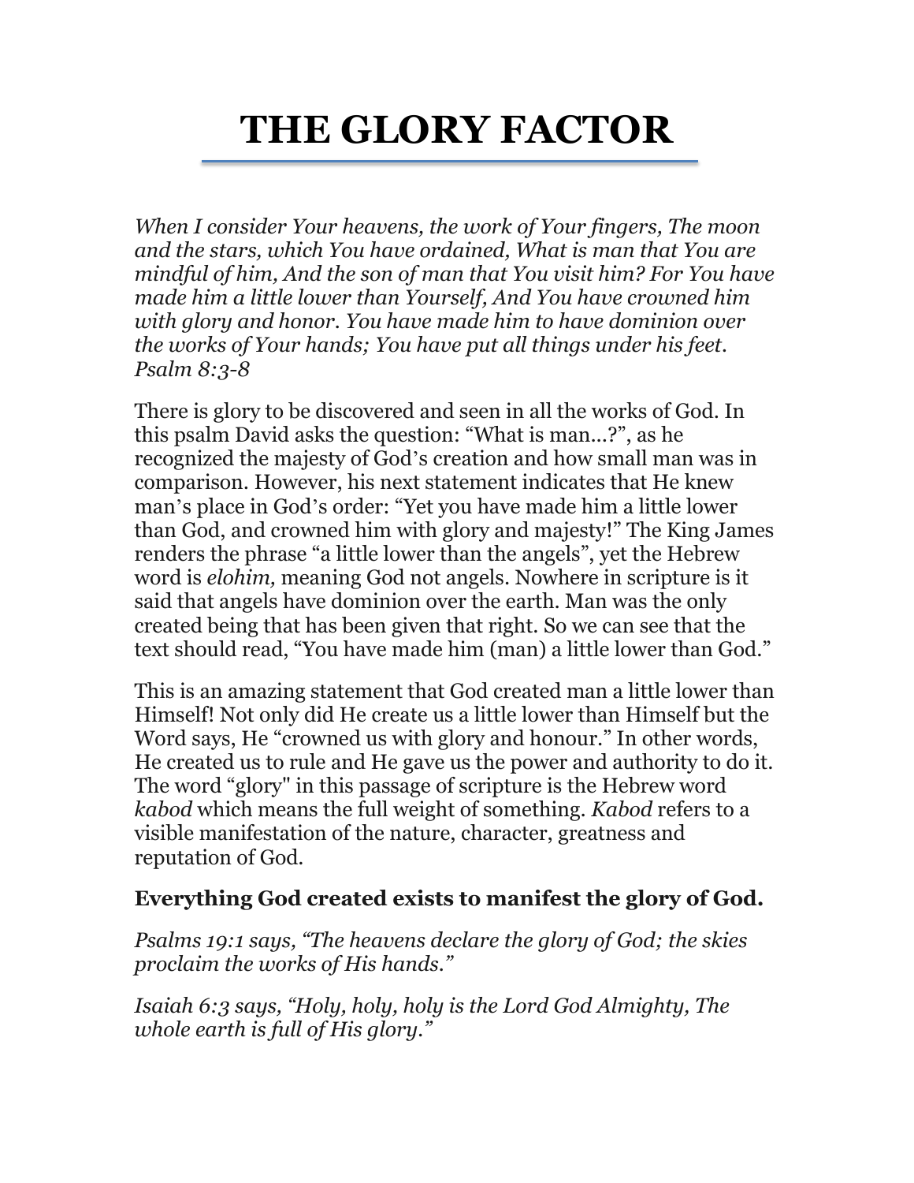# THE GLORY FACTOR

*When I consider Your heavens, the work of Your fingers, The moon and the stars, which You have ordained, What is man that You are mindful of him, And the son of man that You visit him? For You have made him a little lower than Yourself, And You have crowned him with glory and honor. You have made him to have dominion over the works of Your hands; You have put all things under his feet. Psalm 8:3-8*

There is glory to be discovered and seen in all the works of God. In this psalm David asks the question: "What is man...?", as he recognized the majesty of God's creation and how small man was in comparison. However, his next statement indicates that He knew man's place in God's order: "Yet you have made him a little lower than God, and crowned him with glory and majesty!" The King James renders the phrase "a little lower than the angels", yet the Hebrew word is *elohim,* meaning God not angels. Nowhere in scripture is it said that angels have dominion over the earth. Man was the only created being that has been given that right. So we can see that the text should read, "You have made him (man) a little lower than God."

This is an amazing statement that God created man a little lower than Himself! Not only did He create us a little lower than Himself but the Word says, He "crowned us with glory and honour." In other words, He created us to rule and He gave us the power and authority to do it. The word "glory" in this passage of scripture is the Hebrew word *kabod* which means the full weight of something. *Kabod* refers to a visible manifestation of the nature, character, greatness and reputation of God.

**Everything God created exists to manifest the glory of God.**

*Psalms 19:1 says, "The heavens declare the glory of God; the skies proclaim the works of His hands."*

*Isaiah 6:3 says, "Holy, holy, holy is the Lord God Almighty, The whole earth is full of His glory."*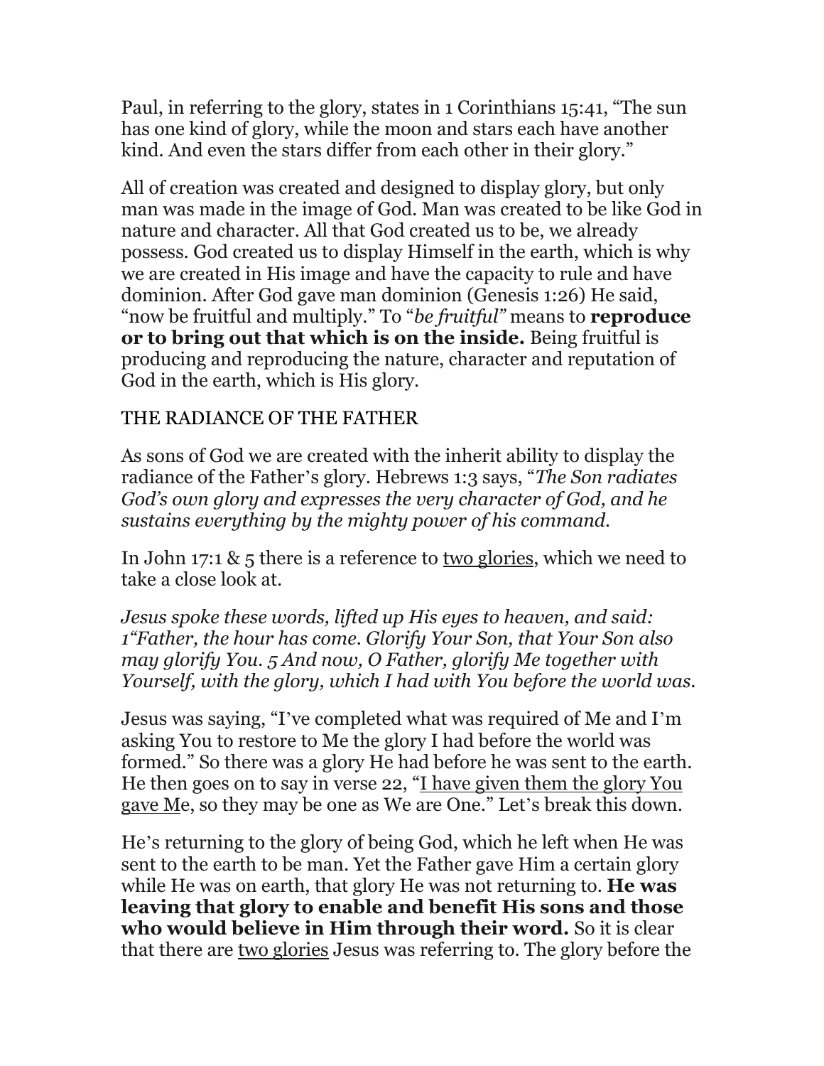Paul, in referring to the glory, states in 1 Corinthians 15:41, "The sun has one kind of glory, while the moon and stars each have another kind. And even the stars differ from each other in their glory."

All of creation was created and designed to display glory, but only man was made in the image of God. Man was created to be like God in nature and character. All that God created us to be, we already possess. God created us to display Himself in the earth, which is why we are created in His image and have the capacity to rule and have dominion. After God gave man dominion (Genesis 1:26) He said, "now be fruitful and multiply." To "*be fruitful*" means to **reproduce or to bring out that which is on the inside.** Being fruitful is producing and reproducing the nature, character and reputation of God in the earth, which is His glory.

THE RADIANCE OF THE FATHER

As sons of God we are created with the inherit ability to display the radiance of the Father's glory. Hebrews 1:3 says, "*The Son radiates God's own glory and expresses the very character of God, and he sustains everything by the mighty power of his command.*

In John 17:1 & 5 there is a reference to <u>two glories</u>, which we need to take a close look at.

*Jesus spoke these words, lifted up His eyes to heaven, and said: 1"Father, the hour has come. Glorify Your Son, that Your Son also may glorify You. 5 And now, O Father, glorify Me together with Yourself, with the glory, which I had with You before the world was.*

Jesus was saying, "I've completed what was required of Me and I'm asking You to restore to Me the glory I had before the world was formed." So there was a glory He had before he was sent to the earth. He then goes on to say in verse 22, "<u>I have given them the glory You gave M</u>e, so they may be one as We are One." Let's break this down.

He's returning to the glory of being God, which he left when He was sent to the earth to be man. Yet the Father gave Him a certain glory while He was on earth, that glory He was not returning to. **He was leaving that glory to enable and benefit His sons and those who would believe in Him through their word.** So it is clear that there are <u>two glories</u> Jesus was referring to. The glory before the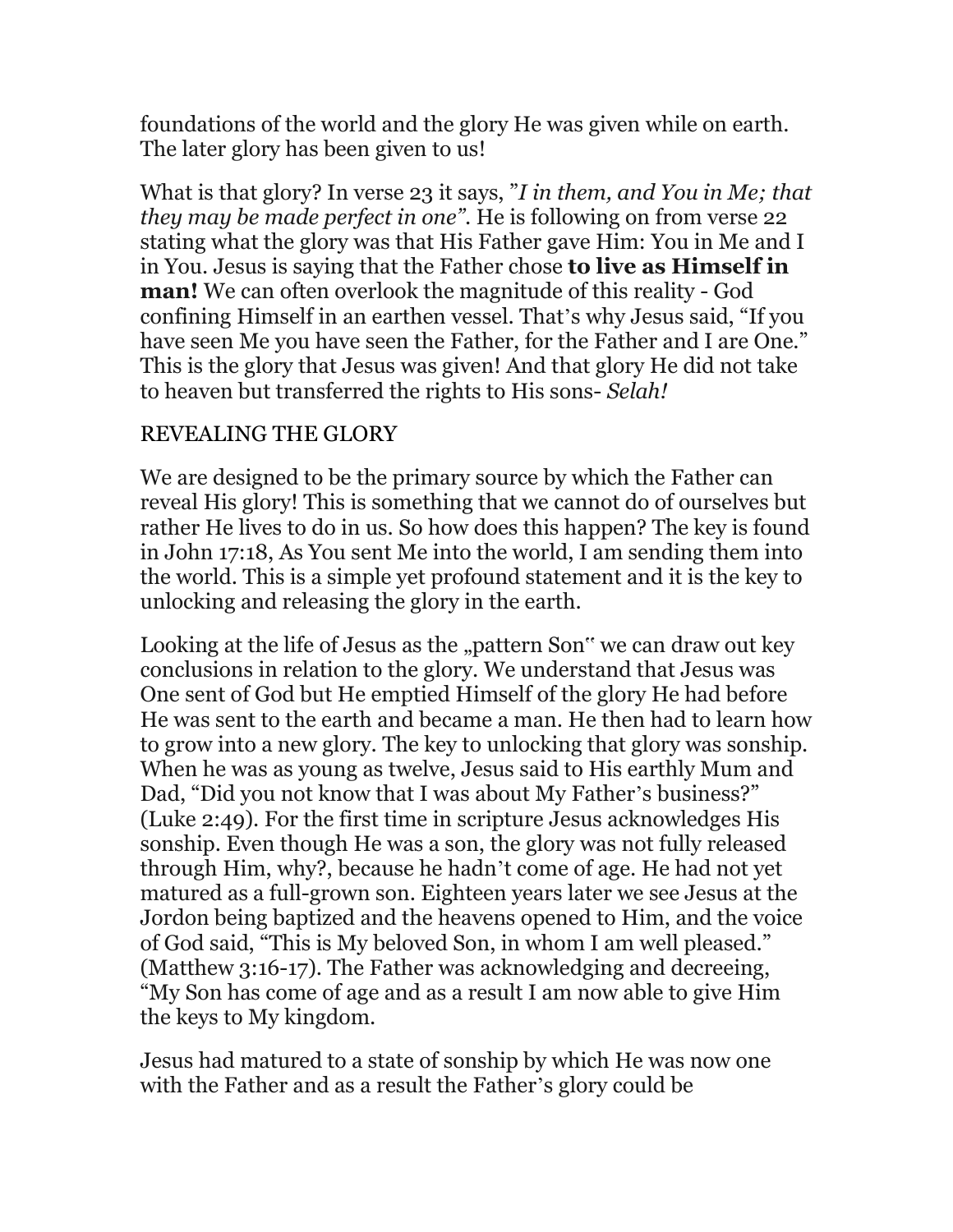foundations of the world and the glory He was given while on earth. The later glory has been given to us!

What is that glory? In verse 23 it says, "*I in them, and You in Me; that they may be made perfect in one"*. He is following on from verse 22 stating what the glory was that His Father gave Him: You in Me and I in You. Jesus is saying that the Father chose **to live as Himself in man!** We can often overlook the magnitude of this reality - God confining Himself in an earthen vessel. That's why Jesus said, "If you have seen Me you have seen the Father, for the Father and I are One." This is the glory that Jesus was given! And that glory He did not take to heaven but transferred the rights to His sons- *Selah!*

REVEALING THE GLORY

We are designed to be the primary source by which the Father can reveal His glory! This is something that we cannot do of ourselves but rather He lives to do in us. So how does this happen? The key is found in John 17:18, As You sent Me into the world, I am sending them into the world. This is a simple yet profound statement and it is the key to unlocking and releasing the glory in the earth.

Looking at the life of Jesus as the „pattern Son" we can draw out key conclusions in relation to the glory. We understand that Jesus was One sent of God but He emptied Himself of the glory He had before He was sent to the earth and became a man. He then had to learn how to grow into a new glory. The key to unlocking that glory was sonship. When he was as young as twelve, Jesus said to His earthly Mum and Dad, "Did you not know that I was about My Father's business?" (Luke 2:49). For the first time in scripture Jesus acknowledges His sonship. Even though He was a son, the glory was not fully released through Him, why?, because he hadn't come of age. He had not yet matured as a full-grown son. Eighteen years later we see Jesus at the Jordon being baptized and the heavens opened to Him, and the voice of God said, "This is My beloved Son, in whom I am well pleased." (Matthew 3:16-17). The Father was acknowledging and decreeing, "My Son has come of age and as a result I am now able to give Him the keys to My kingdom.

Jesus had matured to a state of sonship by which He was now one with the Father and as a result the Father's glory could be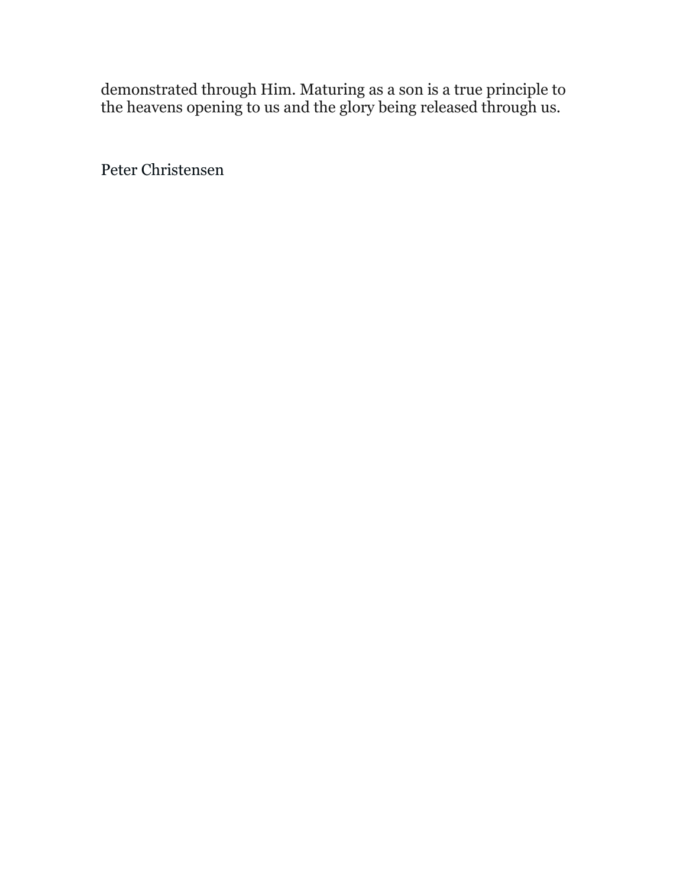demonstrated through Him. Maturing as a son is a true principle to the heavens opening to us and the glory being released through us.

Peter Christensen